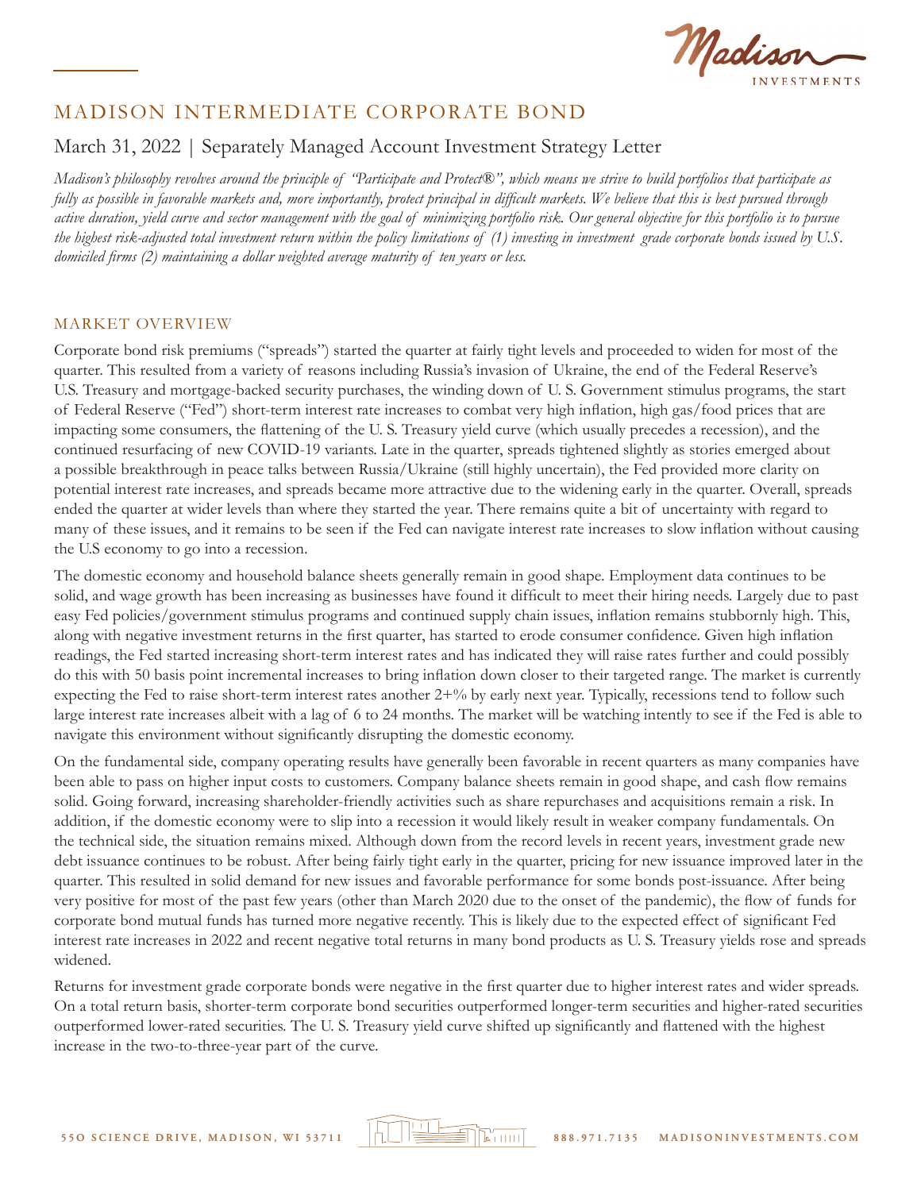# MADISON INTERMEDIATE CORPORATE BOND

## March 31, 2022 | Separately Managed Account Investment Strategy Letter

*Madison's philosophy revolves around the principle of "Participate and Protect®", which means we strive to build portfolios that participate as fully as possible in favorable markets and, more importantly, protect principal in difficult markets. We believe that this is best pursued through active duration, yield curve and sector management with the goal of minimizing portfolio risk. Our general objective for this portfolio is to pursue the highest risk-adjusted total investment return within the policy limitations of (1) investing in investment grade corporate bonds issued by U.S. domiciled firms (2) maintaining a dollar weighted average maturity of ten years or less.*

### MARKET OVERVIEW

Corporate bond risk premiums ("spreads") started the quarter at fairly tight levels and proceeded to widen for most of the quarter. This resulted from a variety of reasons including Russia's invasion of Ukraine, the end of the Federal Reserve's U.S. Treasury and mortgage-backed security purchases, the winding down of U. S. Government stimulus programs, the start of Federal Reserve ("Fed") short-term interest rate increases to combat very high inflation, high gas/food prices that are impacting some consumers, the flattening of the U. S. Treasury yield curve (which usually precedes a recession), and the continued resurfacing of new COVID-19 variants. Late in the quarter, spreads tightened slightly as stories emerged about a possible breakthrough in peace talks between Russia/Ukraine (still highly uncertain), the Fed provided more clarity on potential interest rate increases, and spreads became more attractive due to the widening early in the quarter. Overall, spreads ended the quarter at wider levels than where they started the year. There remains quite a bit of uncertainty with regard to many of these issues, and it remains to be seen if the Fed can navigate interest rate increases to slow inflation without causing the U.S economy to go into a recession.

The domestic economy and household balance sheets generally remain in good shape. Employment data continues to be solid, and wage growth has been increasing as businesses have found it difficult to meet their hiring needs. Largely due to past easy Fed policies/government stimulus programs and continued supply chain issues, inflation remains stubbornly high. This, along with negative investment returns in the first quarter, has started to erode consumer confidence. Given high inflation readings, the Fed started increasing short-term interest rates and has indicated they will raise rates further and could possibly do this with 50 basis point incremental increases to bring inflation down closer to their targeted range. The market is currently expecting the Fed to raise short-term interest rates another 2+% by early next year. Typically, recessions tend to follow such large interest rate increases albeit with a lag of 6 to 24 months. The market will be watching intently to see if the Fed is able to navigate this environment without significantly disrupting the domestic economy.

On the fundamental side, company operating results have generally been favorable in recent quarters as many companies have been able to pass on higher input costs to customers. Company balance sheets remain in good shape, and cash flow remains solid. Going forward, increasing shareholder-friendly activities such as share repurchases and acquisitions remain a risk. In addition, if the domestic economy were to slip into a recession it would likely result in weaker company fundamentals. On the technical side, the situation remains mixed. Although down from the record levels in recent years, investment grade new debt issuance continues to be robust. After being fairly tight early in the quarter, pricing for new issuance improved later in the quarter. This resulted in solid demand for new issues and favorable performance for some bonds post-issuance. After being very positive for most of the past few years (other than March 2020 due to the onset of the pandemic), the flow of funds for corporate bond mutual funds has turned more negative recently. This is likely due to the expected effect of significant Fed interest rate increases in 2022 and recent negative total returns in many bond products as U. S. Treasury yields rose and spreads widened.

Returns for investment grade corporate bonds were negative in the first quarter due to higher interest rates and wider spreads. On a total return basis, shorter-term corporate bond securities outperformed longer-term securities and higher-rated securities outperformed lower-rated securities. The U. S. Treasury yield curve shifted up significantly and flattened with the highest increase in the two-to-three-year part of the curve.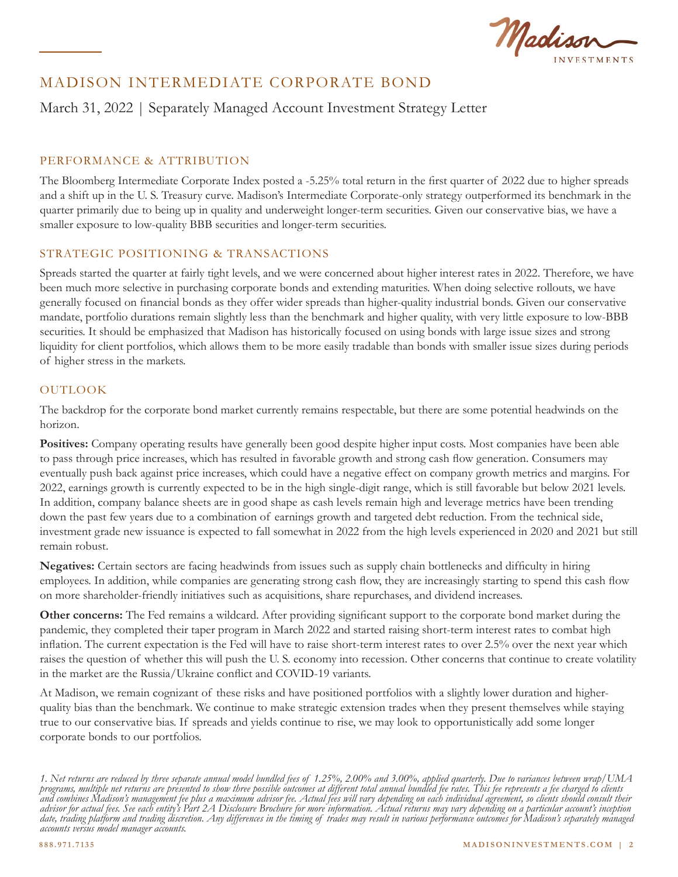# MADISON INTERMEDIATE CORPORATE BOND

March 31, 2022 | Separately Managed Account Investment Strategy Letter

## PERFORMANCE & ATTRIBUTION

The Bloomberg Intermediate Corporate Index posted a -5.25% total return in the first quarter of 2022 due to higher spreads and a shift up in the U. S. Treasury curve. Madison's Intermediate Corporate-only strategy outperformed its benchmark in the quarter primarily due to being up in quality and underweight longer-term securities. Given our conservative bias, we have a smaller exposure to low-quality BBB securities and longer-term securities.

## STRATEGIC POSITIONING & TRANSACTIONS

Spreads started the quarter at fairly tight levels, and we were concerned about higher interest rates in 2022. Therefore, we have been much more selective in purchasing corporate bonds and extending maturities. When doing selective rollouts, we have generally focused on financial bonds as they offer wider spreads than higher-quality industrial bonds. Given our conservative mandate, portfolio durations remain slightly less than the benchmark and higher quality, with very little exposure to low-BBB securities. It should be emphasized that Madison has historically focused on using bonds with large issue sizes and strong liquidity for client portfolios, which allows them to be more easily tradable than bonds with smaller issue sizes during periods of higher stress in the markets.

## OUTLOOK

The backdrop for the corporate bond market currently remains respectable, but there are some potential headwinds on the horizon.

**Positives:** Company operating results have generally been good despite higher input costs. Most companies have been able to pass through price increases, which has resulted in favorable growth and strong cash flow generation. Consumers may eventually push back against price increases, which could have a negative effect on company growth metrics and margins. For 2022, earnings growth is currently expected to be in the high single-digit range, which is still favorable but below 2021 levels. In addition, company balance sheets are in good shape as cash levels remain high and leverage metrics have been trending down the past few years due to a combination of earnings growth and targeted debt reduction. From the technical side, investment grade new issuance is expected to fall somewhat in 2022 from the high levels experienced in 2020 and 2021 but still remain robust.

**Negatives:** Certain sectors are facing headwinds from issues such as supply chain bottlenecks and difficulty in hiring employees. In addition, while companies are generating strong cash flow, they are increasingly starting to spend this cash flow on more shareholder-friendly initiatives such as acquisitions, share repurchases, and dividend increases.

**Other concerns:** The Fed remains a wildcard. After providing significant support to the corporate bond market during the pandemic, they completed their taper program in March 2022 and started raising short-term interest rates to combat high inflation. The current expectation is the Fed will have to raise short-term interest rates to over 2.5% over the next year which raises the question of whether this will push the U. S. economy into recession. Other concerns that continue to create volatility in the market are the Russia/Ukraine conflict and COVID-19 variants.

At Madison, we remain cognizant of these risks and have positioned portfolios with a slightly lower duration and higher-quality bias than the benchmark. We continue to make strategic extension trades when they present themselves while staying true to our conservative bias. If spreads and yields continue to rise, we may look to opportunistically add some longer corporate bonds to our portfolios.

*1. Net returns are reduced by three separate annual model bundled fees of 1.25%, 2.00% and 3.00%, applied quarterly. Due to variances between wrap/UMA programs, multiple net returns are presented to show three possible outcomes at different total annual bundled fee rates. This fee represents a fee charged to clients and combines Madison's management fee plus a maximum advisor fee. Actual fees will vary depending on each individual agreement, so clients should consult their advisor for actual fees. See each entity's Part 2A Disclosure Brochure for more information. Actual returns may vary depending on a particular account's inception date, trading platform and trading discretion. Any differences in the timing of trades may result in various performance outcomes for Madison's separately managed accounts versus model manager accounts.*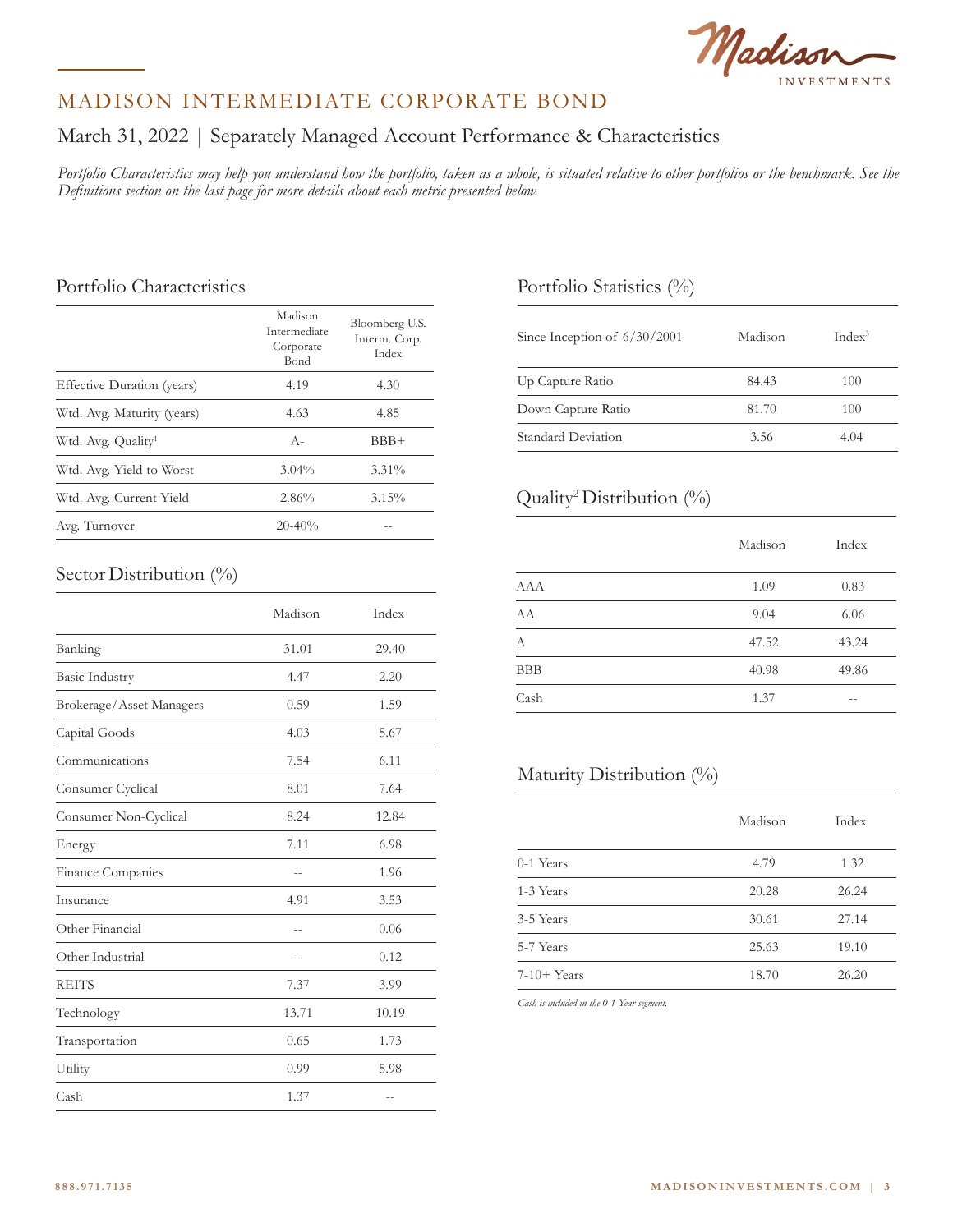# MADISON INTERMEDIATE CORPORATE BOND

## March 31, 2022 | Separately Managed Account Performance & Characteristics

*Portfolio Characteristics may help you understand how the portfolio, taken as a whole, is situated relative to other portfolios or the benchmark. See the Definitions section on the last page for more details about each metric presented below.*

### Portfolio Characteristics

| | Madison Intermediate Corporate Bond | Bloomberg U.S. Interm. Corp. Index |
|---|---|---|
| Effective Duration (years) | 4.19 | 4.30 |
| Wtd. Avg. Maturity (years) | 4.63 | 4.85 |
| Wtd. Avg. Quality[1] | A- | BBB+ |
| Wtd. Avg. Yield to Worst | 3.04% | 3.31% |
| Wtd. Avg. Current Yield | 2.86% | 3.15% |
| Avg. Turnover | 20-40% | -- |

### Sector Distribution (%)

| | Madison | Index |
|---|---|---|
| Banking | 31.01 | 29.40 |
| Basic Industry | 4.47 | 2.20 |
| Brokerage/Asset Managers | 0.59 | 1.59 |
| Capital Goods | 4.03 | 5.67 |
| Communications | 7.54 | 6.11 |
| Consumer Cyclical | 8.01 | 7.64 |
| Consumer Non-Cyclical | 8.24 | 12.84 |
| Energy | 7.11 | 6.98 |
| Finance Companies | -- | 1.96 |
| Insurance | 4.91 | 3.53 |
| Other Financial | -- | 0.06 |
| Other Industrial | -- | 0.12 |
| REITS | 7.37 | 3.99 |
| Technology | 13.71 | 10.19 |
| Transportation | 0.65 | 1.73 |
| Utility | 0.99 | 5.98 |
| Cash | 1.37 | -- |

### Portfolio Statistics (%)

| Since Inception of 6/30/2001 | Madison | Index[3] |
|---|---|---|
| Up Capture Ratio | 84.43 | 100 |
| Down Capture Ratio | 81.70 | 100 |
| Standard Deviation | 3.56 | 4.04 |

### Quality[2] Distribution (%)

| | Madison | Index |
|---|---|---|
| AAA | 1.09 | 0.83 |
| AA | 9.04 | 6.06 |
| A | 47.52 | 43.24 |
| BBB | 40.98 | 49.86 |
| Cash | 1.37 | -- |

### Maturity Distribution (%)

| | Madison | Index |
|---|---|---|
| 0-1 Years | 4.79 | 1.32 |
| 1-3 Years | 20.28 | 26.24 |
| 3-5 Years | 30.61 | 27.14 |
| 5-7 Years | 25.63 | 19.10 |
| 7-10+ Years | 18.70 | 26.20 |

*Cash is included in the 0-1 Year segment.*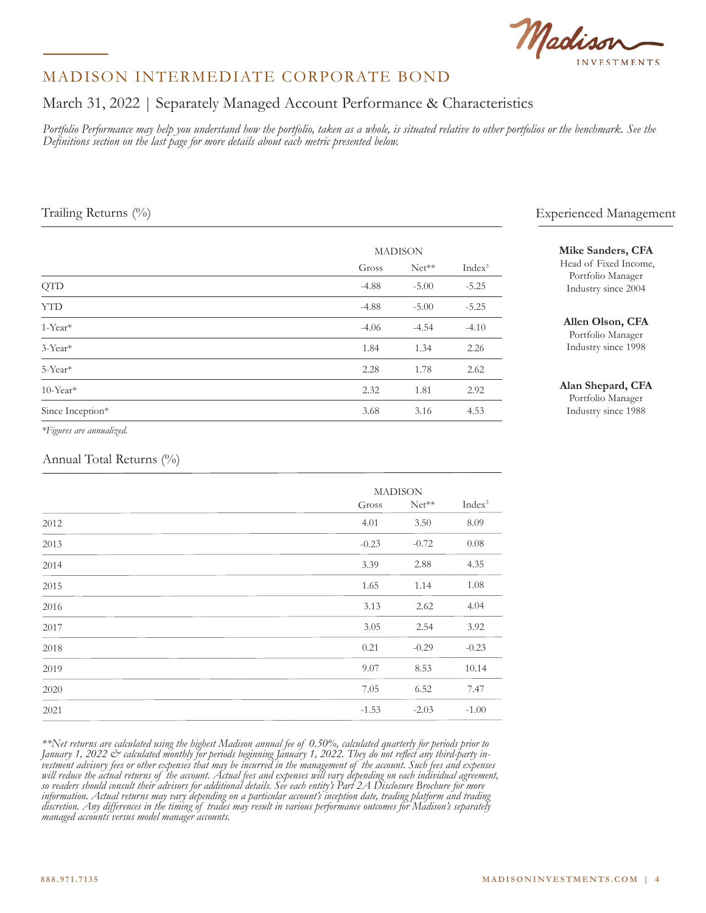# MADISON INTERMEDIATE CORPORATE BOND

## March 31, 2022 | Separately Managed Account Performance & Characteristics

*Portfolio Performance may help you understand how the portfolio, taken as a whole, is situated relative to other portfolios or the benchmark. See the Definitions section on the last page for more details about each metric presented below.*

### Trailing Returns (%)

| | MADISON | | |
|---|---|---|---|
| | Gross | Net** | Index[3] |
| QTD | -4.88 | -5.00 | -5.25 |
| YTD | -4.88 | -5.00 | -5.25 |
| 1-Year* | -4.06 | -4.54 | -4.10 |
| 3-Year* | 1.84 | 1.34 | 2.26 |
| 5-Year* | 2.28 | 1.78 | 2.62 |
| 10-Year* | 2.32 | 1.81 | 2.92 |
| Since Inception* | 3.68 | 3.16 | 4.53 |

*\*Figures are annualized.*

### Annual Total Returns (%)

| | MADISON | | |
|---|---|---|---|
| | Gross | Net** | Index[3] |
| 2012 | 4.01 | 3.50 | 8.09 |
| 2013 | -0.23 | -0.72 | 0.08 |
| 2014 | 3.39 | 2.88 | 4.35 |
| 2015 | 1.65 | 1.14 | 1.08 |
| 2016 | 3.13 | 2.62 | 4.04 |
| 2017 | 3.05 | 2.54 | 3.92 |
| 2018 | 0.21 | -0.29 | -0.23 |
| 2019 | 9.07 | 8.53 | 10.14 |
| 2020 | 7.05 | 6.52 | 7.47 |
| 2021 | -1.53 | -2.03 | -1.00 |

*\*\*Net returns are calculated using the highest Madison annual fee of 0.50%, calculated quarterly for periods prior to January 1, 2022 & calculated monthly for periods beginning January 1, 2022. They do not reflect any third-party investment advisory fees or other expenses that may be incurred in the management of the account. Such fees and expenses will reduce the actual returns of the account. Actual fees and expenses will vary depending on each individual agreement, so readers should consult their advisors for additional details. See each entity's Part 2A Disclosure Brochure for more information. Actual returns may vary depending on a particular account's inception date, trading platform and trading discretion. Any differences in the timing of trades may result in various performance outcomes for Madison's separately managed accounts versus model manager accounts.*

### Experienced Management

**Mike Sanders, CFA**
Head of Fixed Income, Portfolio Manager
Industry since 2004

**Allen Olson, CFA**
Portfolio Manager
Industry since 1998

**Alan Shepard, CFA**
Portfolio Manager
Industry since 1988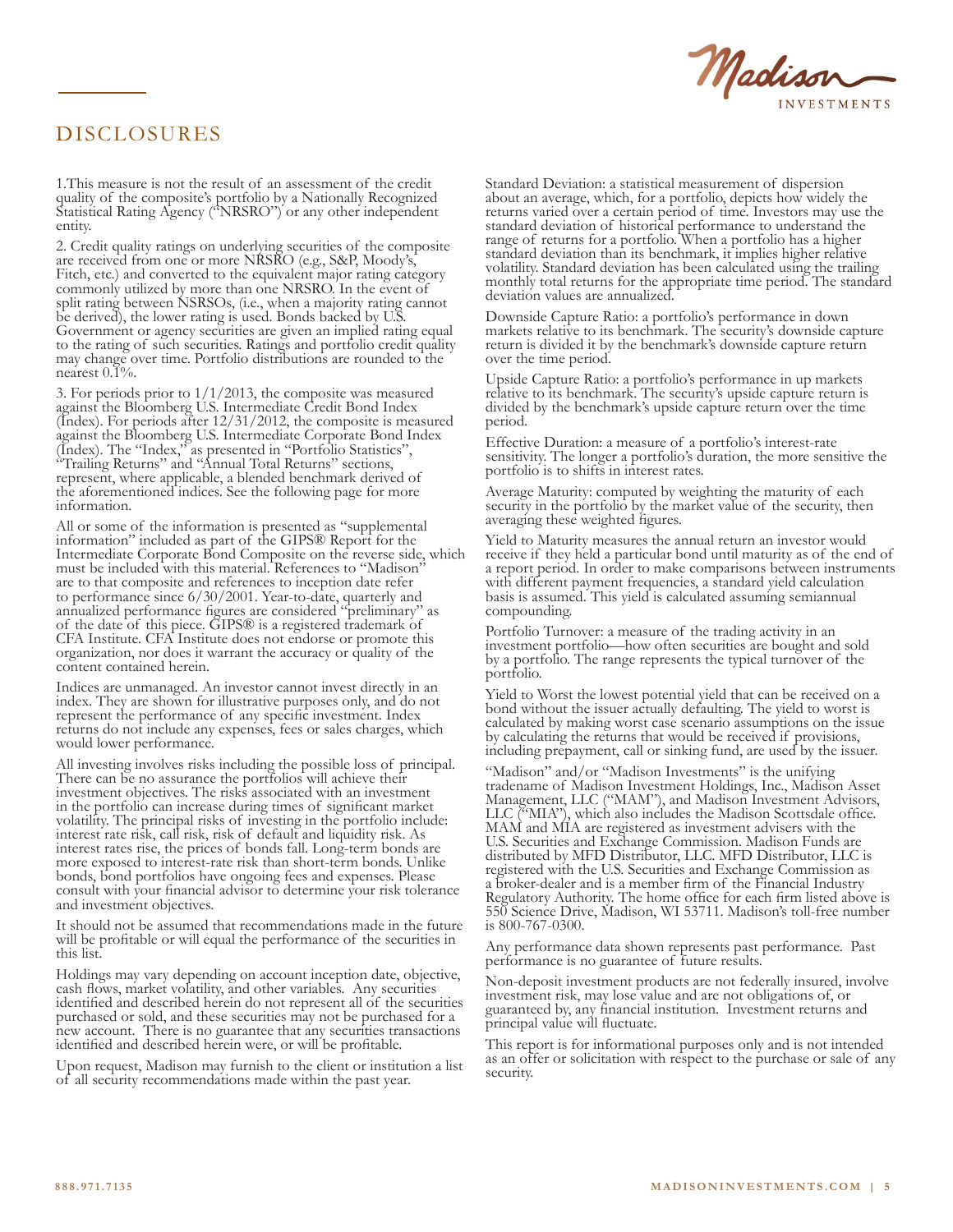# DISCLOSURES

1.This measure is not the result of an assessment of the credit quality of the composite's portfolio by a Nationally Recognized Statistical Rating Agency ("NRSRO") or any other independent entity.

2. Credit quality ratings on underlying securities of the composite are received from one or more NRSRO (e.g., S&P, Moody's, Fitch, etc.) and converted to the equivalent major rating category commonly utilized by more than one NRSRO. In the event of split rating between NSRSOs, (i.e., when a majority rating cannot be derived), the lower rating is used. Bonds backed by U.S. Government or agency securities are given an implied rating equal to the rating of such securities. Ratings and portfolio credit quality may change over time. Portfolio distributions are rounded to the nearest 0.1%.

3. For periods prior to 1/1/2013, the composite was measured against the Bloomberg U.S. Intermediate Credit Bond Index (Index). For periods after 12/31/2012, the composite is measured against the Bloomberg U.S. Intermediate Corporate Bond Index (Index). The "Index," as presented in "Portfolio Statistics", "Trailing Returns" and "Annual Total Returns" sections, represent, where applicable, a blended benchmark derived of the aforementioned indices. See the following page for more information.

All or some of the information is presented as "supplemental information" included as part of the GIPS® Report for the Intermediate Corporate Bond Composite on the reverse side, which must be included with this material. References to "Madison" are to that composite and references to inception date refer to performance since 6/30/2001. Year-to-date, quarterly and annualized performance figures are considered "preliminary" as of the date of this piece. GIPS® is a registered trademark of CFA Institute. CFA Institute does not endorse or promote this organization, nor does it warrant the accuracy or quality of the content contained herein.

Indices are unmanaged. An investor cannot invest directly in an index. They are shown for illustrative purposes only, and do not represent the performance of any specific investment. Index returns do not include any expenses, fees or sales charges, which would lower performance.

All investing involves risks including the possible loss of principal. There can be no assurance the portfolios will achieve their investment objectives. The risks associated with an investment in the portfolio can increase during times of significant market volatility. The principal risks of investing in the portfolio include: interest rate risk, call risk, risk of default and liquidity risk. As interest rates rise, the prices of bonds fall. Long-term bonds are more exposed to interest-rate risk than short-term bonds. Unlike bonds, bond portfolios have ongoing fees and expenses. Please consult with your financial advisor to determine your risk tolerance and investment objectives.

It should not be assumed that recommendations made in the future will be profitable or will equal the performance of the securities in this list.

Holdings may vary depending on account inception date, objective, cash flows, market volatility, and other variables. Any securities identified and described herein do not represent all of the securities purchased or sold, and these securities may not be purchased for a new account. There is no guarantee that any securities transactions identified and described herein were, or will be profitable.

Upon request, Madison may furnish to the client or institution a list of all security recommendations made within the past year.

Standard Deviation: a statistical measurement of dispersion about an average, which, for a portfolio, depicts how widely the returns varied over a certain period of time. Investors may use the standard deviation of historical performance to understand the range of returns for a portfolio. When a portfolio has a higher standard deviation than its benchmark, it implies higher relative volatility. Standard deviation has been calculated using the trailing monthly total returns for the appropriate time period. The standard deviation values are annualized.

Downside Capture Ratio: a portfolio's performance in down markets relative to its benchmark. The security's downside capture return is divided it by the benchmark's downside capture return over the time period.

Upside Capture Ratio: a portfolio's performance in up markets relative to its benchmark. The security's upside capture return is divided by the benchmark's upside capture return over the time period.

Effective Duration: a measure of a portfolio's interest-rate sensitivity. The longer a portfolio's duration, the more sensitive the portfolio is to shifts in interest rates.

Average Maturity: computed by weighting the maturity of each security in the portfolio by the market value of the security, then averaging these weighted figures.

Yield to Maturity measures the annual return an investor would receive if they held a particular bond until maturity as of the end of a report period. In order to make comparisons between instruments with different payment frequencies, a standard yield calculation basis is assumed. This yield is calculated assuming semiannual compounding.

Portfolio Turnover: a measure of the trading activity in an investment portfolio—how often securities are bought and sold by a portfolio. The range represents the typical turnover of the portfolio.

Yield to Worst the lowest potential yield that can be received on a bond without the issuer actually defaulting. The yield to worst is calculated by making worst case scenario assumptions on the issue by calculating the returns that would be received if provisions, including prepayment, call or sinking fund, are used by the issuer.

"Madison" and/or "Madison Investments" is the unifying tradename of Madison Investment Holdings, Inc., Madison Asset Management, LLC ("MAM"), and Madison Investment Advisors, LLC ("MIA"), which also includes the Madison Scottsdale office. MAM and MIA are registered as investment advisers with the U.S. Securities and Exchange Commission. Madison Funds are distributed by MFD Distributor, LLC. MFD Distributor, LLC is registered with the U.S. Securities and Exchange Commission as a broker-dealer and is a member firm of the Financial Industry Regulatory Authority. The home office for each firm listed above is 550 Science Drive, Madison, WI 53711. Madison's toll-free number is 800-767-0300.

Any performance data shown represents past performance. Past performance is no guarantee of future results.

Non-deposit investment products are not federally insured, involve investment risk, may lose value and are not obligations of, or guaranteed by, any financial institution. Investment returns and principal value will fluctuate.

This report is for informational purposes only and is not intended as an offer or solicitation with respect to the purchase or sale of any security.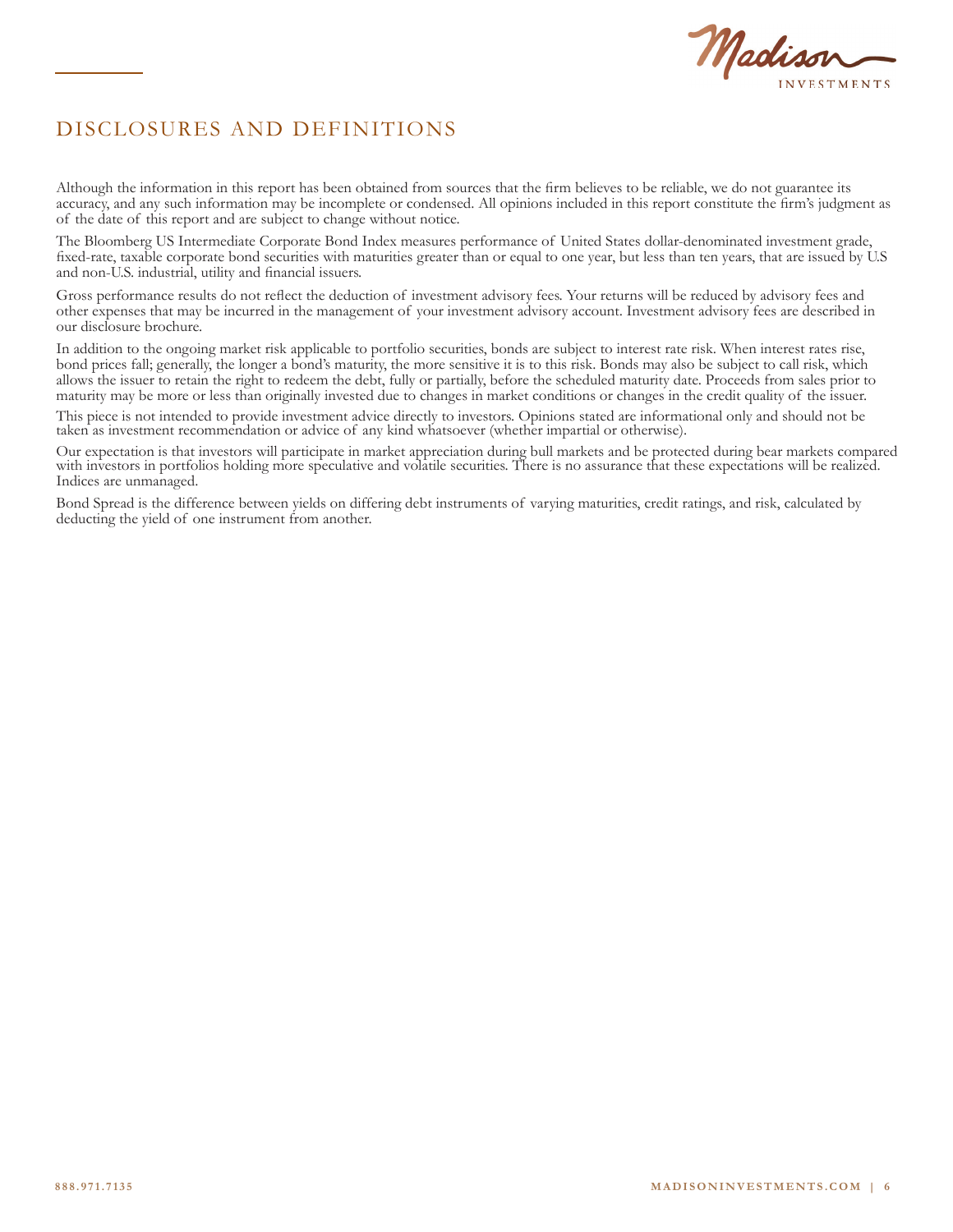# DISCLOSURES AND DEFINITIONS

Although the information in this report has been obtained from sources that the firm believes to be reliable, we do not guarantee its accuracy, and any such information may be incomplete or condensed. All opinions included in this report constitute the firm's judgment as of the date of this report and are subject to change without notice.

The Bloomberg US Intermediate Corporate Bond Index measures performance of United States dollar-denominated investment grade, fixed-rate, taxable corporate bond securities with maturities greater than or equal to one year, but less than ten years, that are issued by U.S and non-U.S. industrial, utility and financial issuers.

Gross performance results do not reflect the deduction of investment advisory fees. Your returns will be reduced by advisory fees and other expenses that may be incurred in the management of your investment advisory account. Investment advisory fees are described in our disclosure brochure.

In addition to the ongoing market risk applicable to portfolio securities, bonds are subject to interest rate risk. When interest rates rise, bond prices fall; generally, the longer a bond's maturity, the more sensitive it is to this risk. Bonds may also be subject to call risk, which allows the issuer to retain the right to redeem the debt, fully or partially, before the scheduled maturity date. Proceeds from sales prior to maturity may be more or less than originally invested due to changes in market conditions or changes in the credit quality of the issuer.

This piece is not intended to provide investment advice directly to investors. Opinions stated are informational only and should not be taken as investment recommendation or advice of any kind whatsoever (whether impartial or otherwise).

Our expectation is that investors will participate in market appreciation during bull markets and be protected during bear markets compared with investors in portfolios holding more speculative and volatile securities. There is no assurance that these expectations will be realized. Indices are unmanaged.

Bond Spread is the difference between yields on differing debt instruments of varying maturities, credit ratings, and risk, calculated by deducting the yield of one instrument from another.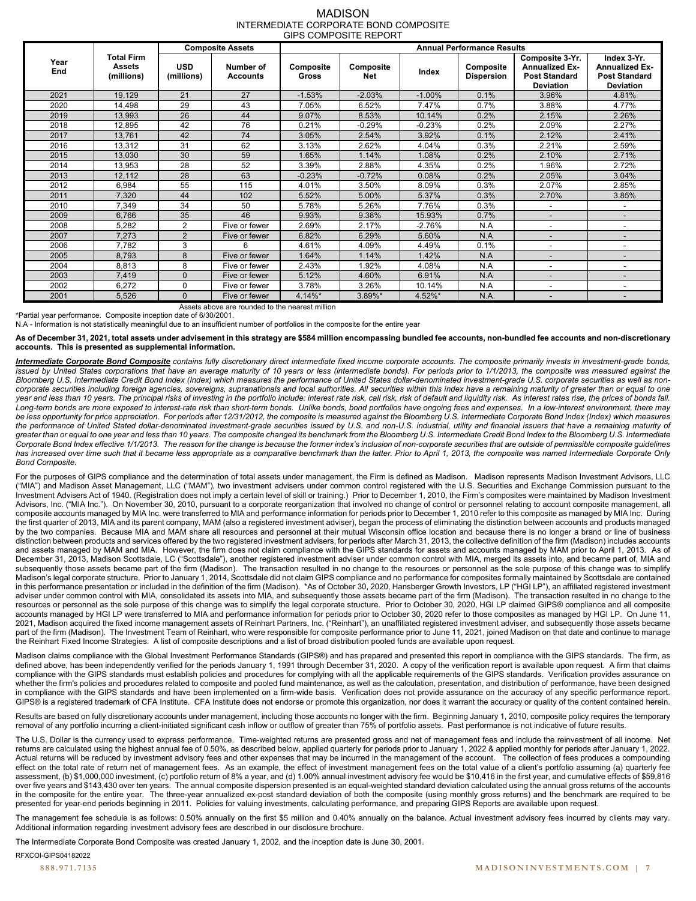# MADISON
## INTERMEDIATE CORPORATE BOND COMPOSITE
### GIPS COMPOSITE REPORT

| Year End | Total Firm Assets (millions) | Composite Assets | | Annual Performance Results | | | | | |
|---|---|---|---|---|---|---|---|---|---|
| | | USD (millions) | Number of Accounts | Composite Gross | Composite Net | Index | Composite Dispersion | Composite 3-Yr. Annualized Ex-Post Standard Deviation | Index 3-Yr. Annualized Ex-Post Standard Deviation |
| 2021 | 19,129 | 21 | 27 | -1.53% | -2.03% | -1.00% | 0.1% | 3.96% | 4.81% |
| 2020 | 14,498 | 29 | 43 | 7.05% | 6.52% | 7.47% | 0.7% | 3.88% | 4.77% |
| 2019 | 13,993 | 26 | 44 | 9.07% | 8.53% | 10.14% | 0.2% | 2.15% | 2.26% |
| 2018 | 12,895 | 42 | 76 | 0.21% | -0.29% | -0.23% | 0.2% | 2.09% | 2.27% |
| 2017 | 13,761 | 42 | 74 | 3.05% | 2.54% | 3.92% | 0.1% | 2.12% | 2.41% |
| 2016 | 13,312 | 31 | 62 | 3.13% | 2.62% | 4.04% | 0.3% | 2.21% | 2.59% |
| 2015 | 13,030 | 30 | 59 | 1.65% | 1.14% | 1.08% | 0.2% | 2.10% | 2.71% |
| 2014 | 13,953 | 28 | 52 | 3.39% | 2.88% | 4.35% | 0.2% | 1.96% | 2.72% |
| 2013 | 12,112 | 28 | 63 | -0.23% | -0.72% | 0.08% | 0.2% | 2.05% | 3.04% |
| 2012 | 6,984 | 55 | 115 | 4.01% | 3.50% | 8.09% | 0.3% | 2.07% | 2.85% |
| 2011 | 7,320 | 44 | 102 | 5.52% | 5.00% | 5.37% | 0.3% | 2.70% | 3.85% |
| 2010 | 7,349 | 34 | 50 | 5.78% | 5.26% | 7.76% | 0.3% | - | - |
| 2009 | 6,766 | 35 | 46 | 9.93% | 9.38% | 15.93% | 0.7% | - | - |
| 2008 | 5,282 | 2 | Five or fewer | 2.69% | 2.17% | -2.76% | N.A | - | - |
| 2007 | 7,273 | 2 | Five or fewer | 6.82% | 6.29% | 5.60% | N.A | - | - |
| 2006 | 7,782 | 3 | 6 | 4.61% | 4.09% | 4.49% | 0.1% | - | - |
| 2005 | 8,793 | 8 | Five or fewer | 1.64% | 1.14% | 1.42% | N.A | - | - |
| 2004 | 8,813 | 8 | Five or fewer | 2.43% | 1.92% | 4.08% | N.A | - | - |
| 2003 | 7,419 | 0 | Five or fewer | 5.12% | 4.60% | 6.91% | N.A | - | - |
| 2002 | 6,272 | 0 | Five or fewer | 3.78% | 3.26% | 10.14% | N.A | - | - |
| 2001 | 5,526 | 0 | Five or fewer | 4.14%* | 3.89%* | 4.52%* | N.A. | - | - |

Assets above are rounded to the nearest million

*Partial year performance. Composite inception date of 6/30/2001.

N.A - Information is not statistically meaningful due to an insufficient number of portfolios in the composite for the entire year

**As of December 31, 2021, total assets under advisement in this strategy are $584 million encompassing bundled fee accounts, non-bundled fee accounts and non-discretionary accounts. This is presented as supplemental information.**

***Intermediate Corporate Bond Composite*** *contains fully discretionary direct intermediate fixed income corporate accounts. The composite primarily invests in investment-grade bonds, issued by United States corporations that have an average maturity of 10 years or less (intermediate bonds). For periods prior to 1/1/2013, the composite was measured against the Bloomberg U.S. Intermediate Credit Bond Index (Index) which measures the performance of United States dollar-denominated investment-grade U.S. corporate securities as well as non-corporate securities including foreign agencies, sovereigns, supranationals and local authorities. All securities within this index have a remaining maturity of greater than or equal to one year and less than 10 years. The principal risks of investing in the portfolio include: interest rate risk, call risk, risk of default and liquidity risk. As interest rates rise, the prices of bonds fall. Long-term bonds are more exposed to interest-rate risk than short-term bonds. Unlike bonds, bond portfolios have ongoing fees and expenses. In a low-interest environment, there may be less opportunity for price appreciation. For periods after 12/31/2012, the composite is measured against the Bloomberg U.S. Intermediate Corporate Bond Index (Index) which measures the performance of United Stated dollar-denominated investment-grade securities issued by U.S. and non-U.S. industrial, utility and financial issuers that have a remaining maturity of greater than or equal to one year and less than 10 years. The composite changed its benchmark from the Bloomberg U.S. Intermediate Credit Bond Index to the Bloomberg U.S. Intermediate Corporate Bond Index effective 1/1/2013. The reason for the change is because the former index's inclusion of non-corporate securities that are outside of permissible composite guidelines has increased over time such that it became less appropriate as a comparative benchmark than the latter. Prior to April 1, 2013, the composite was named Intermediate Corporate Only Bond Composite.*

For the purposes of GIPS compliance and the determination of total assets under management, the Firm is defined as Madison. Madison represents Madison Investment Advisors, LLC ("MIA") and Madison Asset Management, LLC ("MAM"), two investment advisers under common control registered with the U.S. Securities and Exchange Commission pursuant to the Investment Advisers Act of 1940. (Registration does not imply a certain level of skill or training.) Prior to December 1, 2010, the Firm's composites were maintained by Madison Investment Advisors, Inc. ("MIA Inc."). On November 30, 2010, pursuant to a corporate reorganization that involved no change of control or personnel relating to account composite management, all composite accounts managed by MIA Inc. were transferred to MIA and performance information for periods prior to December 1, 2010 refer to this composite as managed by MIA Inc. During the first quarter of 2013, MIA and its parent company, MAM (also a registered investment adviser), began the process of eliminating the distinction between accounts and products managed by the two companies. Because MIA and MAM share all resources and personnel at their mutual Wisconsin office location and because there is no longer a brand or line of business distinction between products and services offered by the two registered investment advisers, for periods after March 31, 2013, the collective definition of the firm (Madison) includes accounts and assets managed by MAM and MIA. However, the firm does not claim compliance with the GIPS standards for assets and accounts managed by MAM prior to April 1, 2013. As of December 31, 2013, Madison Scottsdale, LC ("Scottsdale"), another registered investment adviser under common control with MIA, merged its assets into, and became part of, MIA and subsequently those assets became part of the firm (Madison). The transaction resulted in no change to the resources or personnel as the sole purpose of this change was to simplify Madison's legal corporate structure. Prior to January 1, 2014, Scottsdale did not claim GIPS compliance and no performance for composites formally maintained by Scottsdale are contained in this performance presentation or included in the definition of the firm (Madison). *As of October 30, 2020, Hansberger Growth Investors, LP ("HGI LP"), an affiliated registered investment adviser under common control with MIA, consolidated its assets into MIA, and subsequently those assets became part of the firm (Madison). The transaction resulted in no change to the resources or personnel as the sole purpose of this change was to simplify the legal corporate structure. Prior to October 30, 2020, HGI LP claimed GIPS® compliance and all composite accounts managed by HGI LP were transferred to MIA and performance information for periods prior to October 30, 2020 refer to those composites as managed by HGI LP. On June 11, 2021, Madison acquired the fixed income management assets of Reinhart Partners, Inc. ("Reinhart"), an unaffiliated registered investment adviser, and subsequently those assets became part of the firm (Madison). The Investment Team of Reinhart, who were responsible for composite performance prior to June 11, 2021, joined Madison on that date and continue to manage the Reinhart Fixed Income Strategies. A list of composite descriptions and a list of broad distribution pooled funds are available upon request.

Madison claims compliance with the Global Investment Performance Standards (GIPS®) and has prepared and presented this report in compliance with the GIPS standards. The firm, as defined above, has been independently verified for the periods January 1, 1991 through December 31, 2020. A copy of the verification report is available upon request. A firm that claims compliance with the GIPS standards must establish policies and procedures for complying with all the applicable requirements of the GIPS standards. Verification provides assurance on whether the firm's policies and procedures related to composite and pooled fund maintenance, as well as the calculation, presentation, and distribution of performance, have been designed in compliance with the GIPS standards and have been implemented on a firm-wide basis. Verification does not provide assurance on the accuracy of any specific performance report. GIPS® is a registered trademark of CFA Institute. CFA Institute does not endorse or promote this organization, nor does it warrant the accuracy or quality of the content contained herein.

Results are based on fully discretionary accounts under management, including those accounts no longer with the firm. Beginning January 1, 2010, composite policy requires the temporary removal of any portfolio incurring a client-initiated significant cash inflow or outflow of greater than 75% of portfolio assets. Past performance is not indicative of future results.

The U.S. Dollar is the currency used to express performance. Time-weighted returns are presented gross and net of management fees and include the reinvestment of all income. Net returns are calculated using the highest annual fee of 0.50%, as described below, applied quarterly for periods prior to January 1, 2022 & applied monthly for periods after January 1, 2022. Actual returns will be reduced by investment advisory fees and other expenses that may be incurred in the management of the account. The collection of fees produces a compounding effect on the total rate of return net of management fees. As an example, the effect of investment management fees on the total value of a client's portfolio assuming (a) quarterly fee assessment, (b) $1,000,000 investment, (c) portfolio return of 8% a year, and (d) 1.00% annual investment advisory fee would be $10,416 in the first year, and cumulative effects of $59,816 over five years and $143,430 over ten years. The annual composite dispersion presented is an equal-weighted standard deviation calculated using the annual gross returns of the accounts in the composite for the entire year. The three-year annualized ex-post standard deviation of both the composite (using monthly gross returns) and the benchmark are required to be presented for year-end periods beginning in 2011. Policies for valuing investments, calculating performance, and preparing GIPS Reports are available upon request.

The management fee schedule is as follows: 0.50% annually on the first $5 million and 0.40% annually on the balance. Actual investment advisory fees incurred by clients may vary. Additional information regarding investment advisory fees are described in our disclosure brochure.

The Intermediate Corporate Bond Composite was created January 1, 2002, and the inception date is June 30, 2001.

RFXCOI-GIPS04182022

888.971.7135 MADISONINVESTMENTS.COM